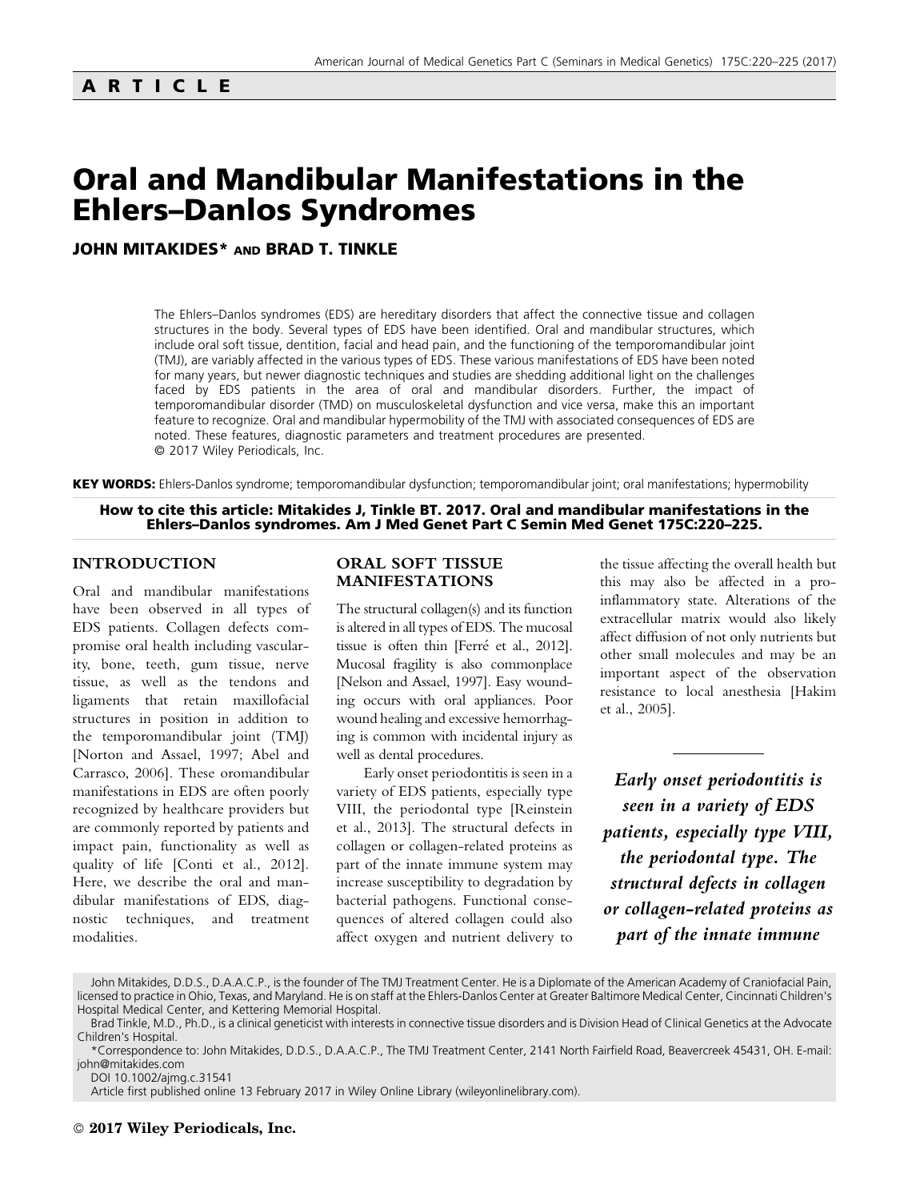ARTICLE

# Oral and Mandibular Manifestations in the Ehlers–Danlos Syndromes

**JOHN MITAKIDES\* AND BRAD T. TINKLE**

The Ehlers–Danlos syndromes (EDS) are hereditary disorders that affect the connective tissue and collagen structures in the body. Several types of EDS have been identified. Oral and mandibular structures, which include oral soft tissue, dentition, facial and head pain, and the functioning of the temporomandibular joint (TMJ), are variably affected in the various types of EDS. These various manifestations of EDS have been noted for many years, but newer diagnostic techniques and studies are shedding additional light on the challenges faced by EDS patients in the area of oral and mandibular disorders. Further, the impact of temporomandibular disorder (TMD) on musculoskeletal dysfunction and vice versa, make this an important feature to recognize. Oral and mandibular hypermobility of the TMJ with associated consequences of EDS are noted. These features, diagnostic parameters and treatment procedures are presented.
© 2017 Wiley Periodicals, Inc.

**KEY WORDS:** Ehlers-Danlos syndrome; temporomandibular dysfunction; temporomandibular joint; oral manifestations; hypermobility

**How to cite this article: Mitakides J, Tinkle BT. 2017. Oral and mandibular manifestations in the Ehlers–Danlos syndromes. Am J Med Genet Part C Semin Med Genet 175C:220–225.**

## INTRODUCTION

Oral and mandibular manifestations have been observed in all types of EDS patients. Collagen defects compromise oral health including vascularity, bone, teeth, gum tissue, nerve tissue, as well as the tendons and ligaments that retain maxillofacial structures in position in addition to the temporomandibular joint (TMJ) [Norton and Assael, 1997; Abel and Carrasco, 2006]. These oromandibular manifestations in EDS are often poorly recognized by healthcare providers but are commonly reported by patients and impact pain, functionality as well as quality of life [Conti et al., 2012]. Here, we describe the oral and mandibular manifestations of EDS, diagnostic techniques, and treatment modalities.

## ORAL SOFT TISSUE MANIFESTATIONS

The structural collagen(s) and its function is altered in all types of EDS. The mucosal tissue is often thin [Ferré et al., 2012]. Mucosal fragility is also commonplace [Nelson and Assael, 1997]. Easy wounding occurs with oral appliances. Poor wound healing and excessive hemorrhaging is common with incidental injury as well as dental procedures.

Early onset periodontitis is seen in a variety of EDS patients, especially type VIII, the periodontal type [Reinstein et al., 2013]. The structural defects in collagen or collagen-related proteins as part of the innate immune system may increase susceptibility to degradation by bacterial pathogens. Functional consequences of altered collagen could also affect oxygen and nutrient delivery to the tissue affecting the overall health but this may also be affected in a pro-inflammatory state. Alterations of the extracellular matrix would also likely affect diffusion of not only nutrients but other small molecules and may be an important aspect of the observation resistance to local anesthesia [Hakim et al., 2005].

*Early onset periodontitis is seen in a variety of EDS patients, especially type VIII, the periodontal type. The structural defects in collagen or collagen-related proteins as part of the innate immune*

John Mitakides, D.D.S., D.A.A.C.P., is the founder of The TMJ Treatment Center. He is a Diplomate of the American Academy of Craniofacial Pain, licensed to practice in Ohio, Texas, and Maryland. He is on staff at the Ehlers-Danlos Center at Greater Baltimore Medical Center, Cincinnati Children's Hospital Medical Center, and Kettering Memorial Hospital.

Brad Tinkle, M.D., Ph.D., is a clinical geneticist with interests in connective tissue disorders and is Division Head of Clinical Genetics at the Advocate Children's Hospital.

\*Correspondence to: John Mitakides, D.D.S., D.A.A.C.P., The TMJ Treatment Center, 2141 North Fairfield Road, Beavercreek 45431, OH. E-mail: john@mitakides.com

DOI 10.1002/ajmg.c.31541

Article first published online 13 February 2017 in Wiley Online Library (wileyonlinelibrary.com).

© 2017 Wiley Periodicals, Inc.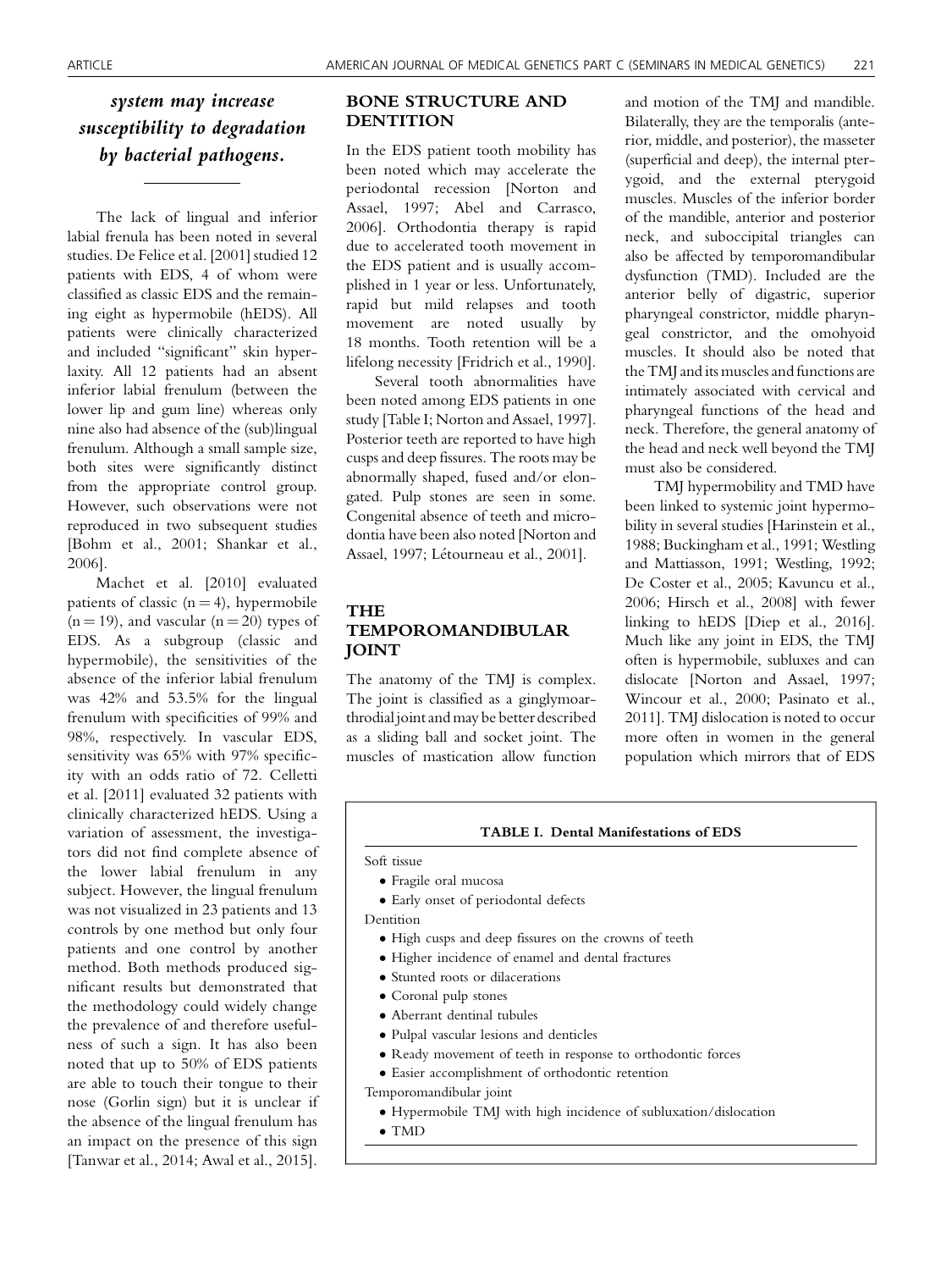*system may increase susceptibility to degradation by bacterial pathogens.*

The lack of lingual and inferior labial frenula has been noted in several studies. De Felice et al. [2001] studied 12 patients with EDS, 4 of whom were classified as classic EDS and the remaining eight as hypermobile (hEDS). All patients were clinically characterized and included "significant" skin hyperlaxity. All 12 patients had an absent inferior labial frenulum (between the lower lip and gum line) whereas only nine also had absence of the (sub)lingual frenulum. Although a small sample size, both sites were significantly distinct from the appropriate control group. However, such observations were not reproduced in two subsequent studies [Bohm et al., 2001; Shankar et al., 2006].

Machet et al. [2010] evaluated patients of classic ($n=4$), hypermobile ($n=19$), and vascular ($n=20$) types of EDS. As a subgroup (classic and hypermobile), the sensitivities of the absence of the inferior labial frenulum was 42% and 53.5% for the lingual frenulum with specificities of 99% and 98%, respectively. In vascular EDS, sensitivity was 65% with 97% specificity with an odds ratio of 72. Celletti et al. [2011] evaluated 32 patients with clinically characterized hEDS. Using a variation of assessment, the investigators did not find complete absence of the lower labial frenulum in any subject. However, the lingual frenulum was not visualized in 23 patients and 13 controls by one method but only four patients and one control by another method. Both methods produced significant results but demonstrated that the methodology could widely change the prevalence of and therefore usefulness of such a sign. It has also been noted that up to 50% of EDS patients are able to touch their tongue to their nose (Gorlin sign) but it is unclear if the absence of the lingual frenulum has an impact on the presence of this sign [Tanwar et al., 2014; Awal et al., 2015].

## BONE STRUCTURE AND DENTITION

In the EDS patient tooth mobility has been noted which may accelerate the periodontal recession [Norton and Assael, 1997; Abel and Carrasco, 2006]. Orthodontia therapy is rapid due to accelerated tooth movement in the EDS patient and is usually accomplished in 1 year or less. Unfortunately, rapid but mild relapses and tooth movement are noted usually by 18 months. Tooth retention will be a lifelong necessity [Fridrich et al., 1990].

Several tooth abnormalities have been noted among EDS patients in one study [Table I; Norton and Assael, 1997]. Posterior teeth are reported to have high cusps and deep fissures. The roots may be abnormally shaped, fused and/or elongated. Pulp stones are seen in some. Congenital absence of teeth and microdontia have been also noted [Norton and Assael, 1997; Létourneau et al., 2001].

## THE TEMPOROMANDIBULAR JOINT

The anatomy of the TMJ is complex. The joint is classified as a ginglymoarthrodial joint and may be better described as a sliding ball and socket joint. The muscles of mastication allow function and motion of the TMJ and mandible. Bilaterally, they are the temporalis (anterior, middle, and posterior), the masseter (superficial and deep), the internal pterygoid, and the external pterygoid muscles. Muscles of the inferior border of the mandible, anterior and posterior neck, and suboccipital triangles can also be affected by temporomandibular dysfunction (TMD). Included are the anterior belly of digastric, superior pharyngeal constrictor, middle pharyngeal constrictor, and the omohyoid muscles. It should also be noted that the TMJ and its muscles and functions are intimately associated with cervical and pharyngeal functions of the head and neck. Therefore, the general anatomy of the head and neck well beyond the TMJ must also be considered.

TMJ hypermobility and TMD have been linked to systemic joint hypermobility in several studies [Harinstein et al., 1988; Buckingham et al., 1991; Westling and Mattiasson, 1991; Westling, 1992; De Coster et al., 2005; Kavuncu et al., 2006; Hirsch et al., 2008] with fewer linking to hEDS [Diep et al., 2016]. Much like any joint in EDS, the TMJ often is hypermobile, subluxes and can dislocate [Norton and Assael, 1997; Wincour et al., 2000; Pasinato et al., 2011]. TMJ dislocation is noted to occur more often in women in the general population which mirrors that of EDS

**TABLE I. Dental Manifestations of EDS**

Soft tissue

- Fragile oral mucosa
- Early onset of periodontal defects

Dentition

- High cusps and deep fissures on the crowns of teeth
- Higher incidence of enamel and dental fractures
- Stunted roots or dilacerations
- Coronal pulp stones
- Aberrant dentinal tubules
- Pulpal vascular lesions and denticles
- Ready movement of teeth in response to orthodontic forces
- Easier accomplishment of orthodontic retention

Temporomandibular joint

- Hypermobile TMJ with high incidence of subluxation/dislocation
- TMD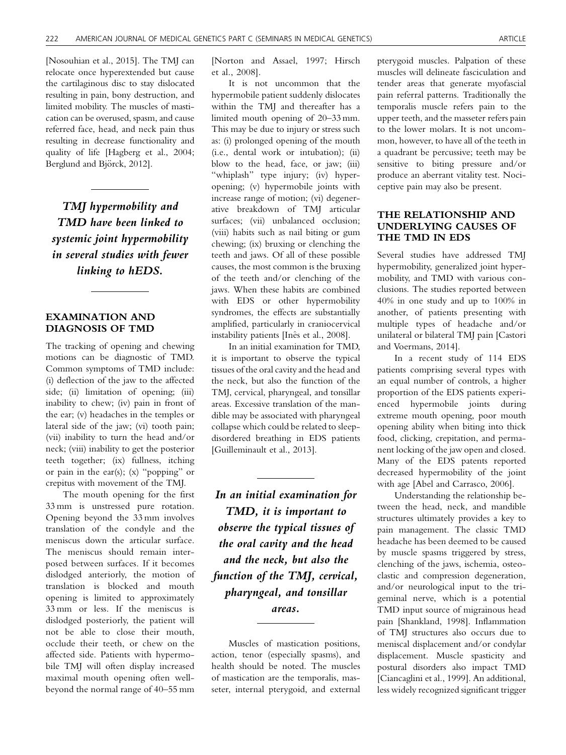[Nosouhian et al., 2015]. The TMJ can relocate once hyperextended but cause the cartilaginous disc to stay dislocated resulting in pain, bony destruction, and limited mobility. The muscles of mastication can be overused, spasm, and cause referred face, head, and neck pain thus resulting in decrease functionality and quality of life [Hagberg et al., 2004; Berglund and Björck, 2012].

> ***TMJ hypermobility and TMD have been linked to systemic joint hypermobility in several studies with fewer linking to hEDS.***

## EXAMINATION AND DIAGNOSIS OF TMD

The tracking of opening and chewing motions can be diagnostic of TMD. Common symptoms of TMD include: (i) deflection of the jaw to the affected side; (ii) limitation of opening; (iii) inability to chew; (iv) pain in front of the ear; (v) headaches in the temples or lateral side of the jaw; (vi) tooth pain; (vii) inability to turn the head and/or neck; (viii) inability to get the posterior teeth together; (ix) fullness, itching or pain in the ear(s); (x) "popping" or crepitus with movement of the TMJ.

The mouth opening for the first 33 mm is unstressed pure rotation. Opening beyond the 33 mm involves translation of the condyle and the meniscus down the articular surface. The meniscus should remain interposed between surfaces. If it becomes dislodged anteriorly, the motion of translation is blocked and mouth opening is limited to approximately 33 mm or less. If the meniscus is dislodged posteriorly, the patient will not be able to close their mouth, occlude their teeth, or chew on the affected side. Patients with hypermobile TMJ will often display increased maximal mouth opening often well-beyond the normal range of 40–55 mm [Norton and Assael, 1997; Hirsch et al., 2008].

It is not uncommon that the hypermobile patient suddenly dislocates within the TMJ and thereafter has a limited mouth opening of 20–33 mm. This may be due to injury or stress such as: (i) prolonged opening of the mouth (i.e., dental work or intubation); (ii) blow to the head, face, or jaw; (iii) "whiplash" type injury; (iv) hyper-opening; (v) hypermobile joints with increase range of motion; (vi) degenerative breakdown of TMJ articular surfaces; (vii) unbalanced occlusion; (viii) habits such as nail biting or gum chewing; (ix) bruxing or clenching the teeth and jaws. Of all of these possible causes, the most common is the bruxing of the teeth and/or clenching of the jaws. When these habits are combined with EDS or other hypermobility syndromes, the effects are substantially amplified, particularly in craniocervical instability patients [Inês et al., 2008].

In an initial examination for TMD, it is important to observe the typical tissues of the oral cavity and the head and the neck, but also the function of the TMJ, cervical, pharyngeal, and tonsillar areas. Excessive translation of the mandible may be associated with pharyngeal collapse which could be related to sleep-disordered breathing in EDS patients [Guilleminault et al., 2013].

> ***In an initial examination for TMD, it is important to observe the typical tissues of the oral cavity and the head and the neck, but also the function of the TMJ, cervical, pharyngeal, and tonsillar areas.***

Muscles of mastication positions, action, tenor (especially spasms), and health should be noted. The muscles of mastication are the temporalis, masseter, internal pterygoid, and external pterygoid muscles. Palpation of these muscles will delineate fasciculation and tender areas that generate myofascial pain referral patterns. Traditionally the temporalis muscle refers pain to the upper teeth, and the masseter refers pain to the lower molars. It is not uncommon, however, to have all of the teeth in a quadrant be percussive; teeth may be sensitive to biting pressure and/or produce an aberrant vitality test. Nociceptive pain may also be present.

## THE RELATIONSHIP AND UNDERLYING CAUSES OF THE TMD IN EDS

Several studies have addressed TMJ hypermobility, generalized joint hypermobility, and TMD with various conclusions. The studies reported between 40% in one study and up to 100% in another, of patients presenting with multiple types of headache and/or unilateral or bilateral TMJ pain [Castori and Voermans, 2014].

In a recent study of 114 EDS patients comprising several types with an equal number of controls, a higher proportion of the EDS patients experienced hypermobile joints during extreme mouth opening, poor mouth opening ability when biting into thick food, clicking, crepitation, and permanent locking of the jaw open and closed. Many of the EDS patents reported decreased hypermobility of the joint with age [Abel and Carrasco, 2006].

Understanding the relationship between the head, neck, and mandible structures ultimately provides a key to pain management. The classic TMD headache has been deemed to be caused by muscle spasms triggered by stress, clenching of the jaws, ischemia, osteoclastic and compression degeneration, and/or neurological input to the trigeminal nerve, which is a potential TMD input source of migrainous head pain [Shankland, 1998]. Inflammation of TMJ structures also occurs due to meniscal displacement and/or condylar displacement. Muscle spasticity and postural disorders also impact TMD [Ciancaglini et al., 1999]. An additional, less widely recognized significant trigger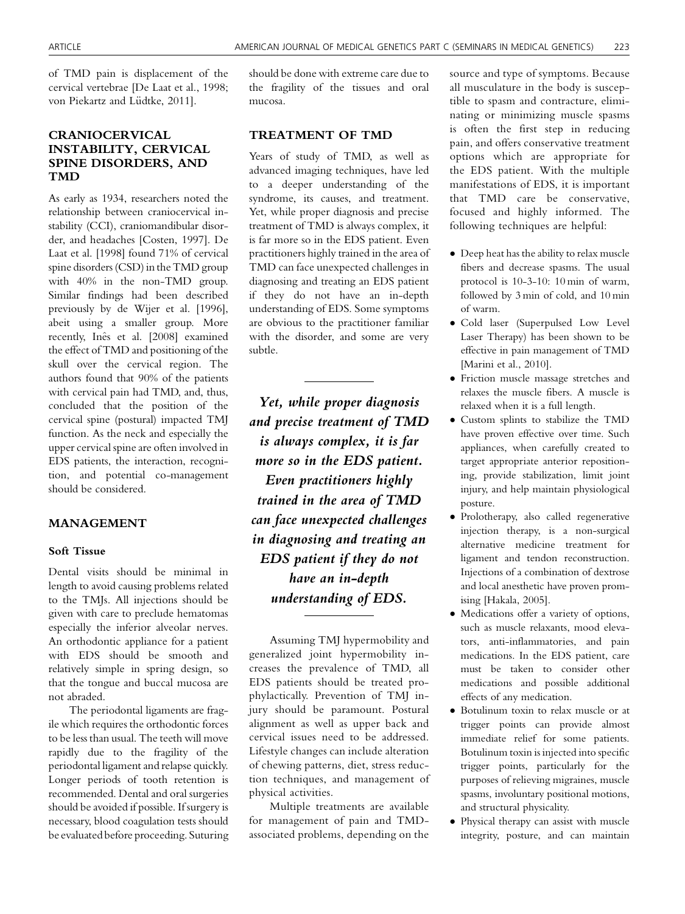of TMD pain is displacement of the cervical vertebrae [De Laat et al., 1998; von Piekartz and Lüdtke, 2011].

## CRANIOCERVICAL INSTABILITY, CERVICAL SPINE DISORDERS, AND TMD

As early as 1934, researchers noted the relationship between craniocervical instability (CCI), craniomandibular disorder, and headaches [Costen, 1997]. De Laat et al. [1998] found 71% of cervical spine disorders (CSD) in the TMD group with 40% in the non-TMD group. Similar findings had been described previously by de Wijer et al. [1996], abeit using a smaller group. More recently, Inês et al. [2008] examined the effect of TMD and positioning of the skull over the cervical region. The authors found that 90% of the patients with cervical pain had TMD, and, thus, concluded that the position of the cervical spine (postural) impacted TMJ function. As the neck and especially the upper cervical spine are often involved in EDS patients, the interaction, recognition, and potential co-management should be considered.

## MANAGEMENT

### Soft Tissue

Dental visits should be minimal in length to avoid causing problems related to the TMJs. All injections should be given with care to preclude hematomas especially the inferior alveolar nerves. An orthodontic appliance for a patient with EDS should be smooth and relatively simple in spring design, so that the tongue and buccal mucosa are not abraded.

The periodontal ligaments are fragile which requires the orthodontic forces to be less than usual. The teeth will move rapidly due to the fragility of the periodontal ligament and relapse quickly. Longer periods of tooth retention is recommended. Dental and oral surgeries should be avoided if possible. If surgery is necessary, blood coagulation tests should be evaluated before proceeding. Suturing should be done with extreme care due to the fragility of the tissues and oral mucosa.

## TREATMENT OF TMD

Years of study of TMD, as well as advanced imaging techniques, have led to a deeper understanding of the syndrome, its causes, and treatment. Yet, while proper diagnosis and precise treatment of TMD is always complex, it is far more so in the EDS patient. Even practitioners highly trained in the area of TMD can face unexpected challenges in diagnosing and treating an EDS patient if they do not have an in-depth understanding of EDS. Some symptoms are obvious to the practitioner familiar with the disorder, and some are very subtle.

> ***Yet, while proper diagnosis and precise treatment of TMD is always complex, it is far more so in the EDS patient. Even practitioners highly trained in the area of TMD can face unexpected challenges in diagnosing and treating an EDS patient if they do not have an in-depth understanding of EDS.***

Assuming TMJ hypermobility and generalized joint hypermobility increases the prevalence of TMD, all EDS patients should be treated prophylactically. Prevention of TMJ injury should be paramount. Postural alignment as well as upper back and cervical issues need to be addressed. Lifestyle changes can include alteration of chewing patterns, diet, stress reduction techniques, and management of physical activities.

Multiple treatments are available for management of pain and TMD-associated problems, depending on the source and type of symptoms. Because all musculature in the body is susceptible to spasm and contracture, eliminating or minimizing muscle spasms is often the first step in reducing pain, and offers conservative treatment options which are appropriate for the EDS patient. With the multiple manifestations of EDS, it is important that TMD care be conservative, focused and highly informed. The following techniques are helpful:

- Deep heat has the ability to relax muscle fibers and decrease spasms. The usual protocol is 10-3-10: 10 min of warm, followed by 3 min of cold, and 10 min of warm.
- Cold laser (Superpulsed Low Level Laser Therapy) has been shown to be effective in pain management of TMD [Marini et al., 2010].
- Friction muscle massage stretches and relaxes the muscle fibers. A muscle is relaxed when it is a full length.
- Custom splints to stabilize the TMD have proven effective over time. Such appliances, when carefully created to target appropriate anterior repositioning, provide stabilization, limit joint injury, and help maintain physiological posture.
- Prolotherapy, also called regenerative injection therapy, is a non-surgical alternative medicine treatment for ligament and tendon reconstruction. Injections of a combination of dextrose and local anesthetic have proven promising [Hakala, 2005].
- Medications offer a variety of options, such as muscle relaxants, mood elevators, anti-inflammatories, and pain medications. In the EDS patient, care must be taken to consider other medications and possible additional effects of any medication.
- Botulinum toxin to relax muscle or at trigger points can provide almost immediate relief for some patients. Botulinum toxin is injected into specific trigger points, particularly for the purposes of relieving migraines, muscle spasms, involuntary positional motions, and structural physicality.
- Physical therapy can assist with muscle integrity, posture, and can maintain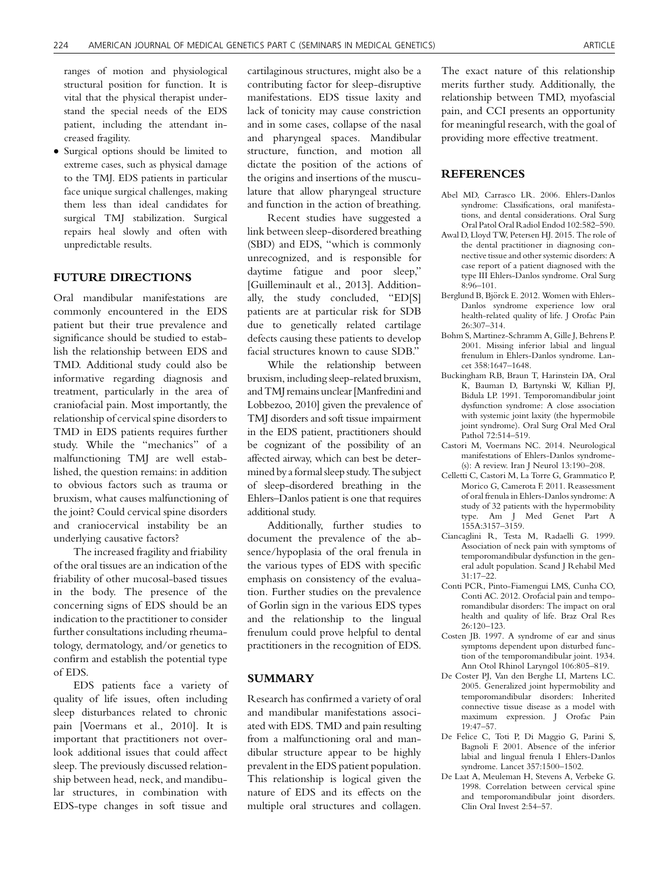ranges of motion and physiological structural position for function. It is vital that the physical therapist understand the special needs of the EDS patient, including the attendant increased fragility.

- Surgical options should be limited to extreme cases, such as physical damage to the TMJ. EDS patients in particular face unique surgical challenges, making them less than ideal candidates for surgical TMJ stabilization. Surgical repairs heal slowly and often with unpredictable results.

## FUTURE DIRECTIONS

Oral mandibular manifestations are commonly encountered in the EDS patient but their true prevalence and significance should be studied to establish the relationship between EDS and TMD. Additional study could also be informative regarding diagnosis and treatment, particularly in the area of craniofacial pain. Most importantly, the relationship of cervical spine disorders to TMD in EDS patients requires further study. While the "mechanics" of a malfunctioning TMJ are well established, the question remains: in addition to obvious factors such as trauma or bruxism, what causes malfunctioning of the joint? Could cervical spine disorders and craniocervical instability be an underlying causative factors?

The increased fragility and friability of the oral tissues are an indication of the friability of other mucosal-based tissues in the body. The presence of the concerning signs of EDS should be an indication to the practitioner to consider further consultations including rheumatology, dermatology, and/or genetics to confirm and establish the potential type of EDS.

EDS patients face a variety of quality of life issues, often including sleep disturbances related to chronic pain [Voermans et al., 2010]. It is important that practitioners not overlook additional issues that could affect sleep. The previously discussed relationship between head, neck, and mandibular structures, in combination with EDS-type changes in soft tissue and cartilaginous structures, might also be a contributing factor for sleep-disruptive manifestations. EDS tissue laxity and lack of tonicity may cause constriction and in some cases, collapse of the nasal and pharyngeal spaces. Mandibular structure, function, and motion all dictate the position of the actions of the origins and insertions of the musculature that allow pharyngeal structure and function in the action of breathing.

Recent studies have suggested a link between sleep-disordered breathing (SBD) and EDS, "which is commonly unrecognized, and is responsible for daytime fatigue and poor sleep," [Guilleminault et al., 2013]. Additionally, the study concluded, "ED[S] patients are at particular risk for SDB due to genetically related cartilage defects causing these patients to develop facial structures known to cause SDB."

While the relationship between bruxism, including sleep-related bruxism, and TMJ remains unclear [Manfredini and Lobbezoo, 2010] given the prevalence of TMJ disorders and soft tissue impairment in the EDS patient, practitioners should be cognizant of the possibility of an affected airway, which can best be determined by a formal sleep study. The subject of sleep-disordered breathing in the Ehlers–Danlos patient is one that requires additional study.

Additionally, further studies to document the prevalence of the absence/hypoplasia of the oral frenula in the various types of EDS with specific emphasis on consistency of the evaluation. Further studies on the prevalence of Gorlin sign in the various EDS types and the relationship to the lingual frenulum could prove helpful to dental practitioners in the recognition of EDS.

## SUMMARY

Research has confirmed a variety of oral and mandibular manifestations associated with EDS. TMD and pain resulting from a malfunctioning oral and mandibular structure appear to be highly prevalent in the EDS patient population. This relationship is logical given the nature of EDS and its effects on the multiple oral structures and collagen. The exact nature of this relationship merits further study. Additionally, the relationship between TMD, myofascial pain, and CCI presents an opportunity for meaningful research, with the goal of providing more effective treatment.

## REFERENCES

Abel MD, Carrasco LR. 2006. Ehlers-Danlos syndrome: Classifications, oral manifestations, and dental considerations. Oral Surg Oral Patol Oral Radiol Endod 102:582–590.

Awal D, Lloyd TW, Petersen HJ. 2015. The role of the dental practitioner in diagnosing connective tissue and other systemic disorders: A case report of a patient diagnosed with the type III Ehlers-Danlos syndrome. Oral Surg 8:96–101.

Berglund B, Björck E. 2012. Women with Ehlers-Danlos syndrome experience low oral health-related quality of life. J Orofac Pain 26:307–314.

Bohm S, Martinez-Schramm A, Gille J, Behrens P. 2001. Missing inferior labial and lingual frenulum in Ehlers-Danlos syndrome. Lancet 358:1647–1648.

Buckingham RB, Braun T, Harinstein DA, Oral K, Bauman D, Bartynski W, Killian PJ, Bidula LP. 1991. Temporomandibular joint dysfunction syndrome: A close association with systemic joint laxity (the hypermobile joint syndrome). Oral Surg Oral Med Oral Pathol 72:514–519.

Castori M, Voermans NC. 2014. Neurological manifestations of Ehlers-Danlos syndrome-(s): A review. Iran J Neurol 13:190–208.

Celletti C, Castori M, La Torre G, Grammatico P, Morico G, Camerota F. 2011. Reassessment of oral frenula in Ehlers-Danlos syndrome: A study of 32 patients with the hypermobility type. Am J Med Genet Part A 155A:3157–3159.

Ciancaglini R, Testa M, Radaelli G. 1999. Association of neck pain with symptoms of temporomandibular dysfunction in the general adult population. Scand J Rehabil Med 31:17–22.

Conti PCR, Pinto-Fiamengui LMS, Cunha CO, Conti AC. 2012. Orofacial pain and temporomandibular disorders: The impact on oral health and quality of life. Braz Oral Res 26:120–123.

Costen JB. 1997. A syndrome of ear and sinus symptoms dependent upon disturbed function of the temporomandibular joint. 1934. Ann Otol Rhinol Laryngol 106:805–819.

De Coster PJ, Van den Berghe LI, Martens LC. 2005. Generalized joint hypermobility and temporomandibular disorders: Inherited connective tissue disease as a model with maximum expression. J Orofac Pain 19:47–57.

De Felice C, Toti P, Di Maggio G, Parini S, Bagnoli F. 2001. Absence of the inferior labial and lingual frenula I Ehlers-Danlos syndrome. Lancet 357:1500–1502.

De Laat A, Meuleman H, Stevens A, Verbeke G. 1998. Correlation between cervical spine and temporomandibular joint disorders. Clin Oral Invest 2:54–57.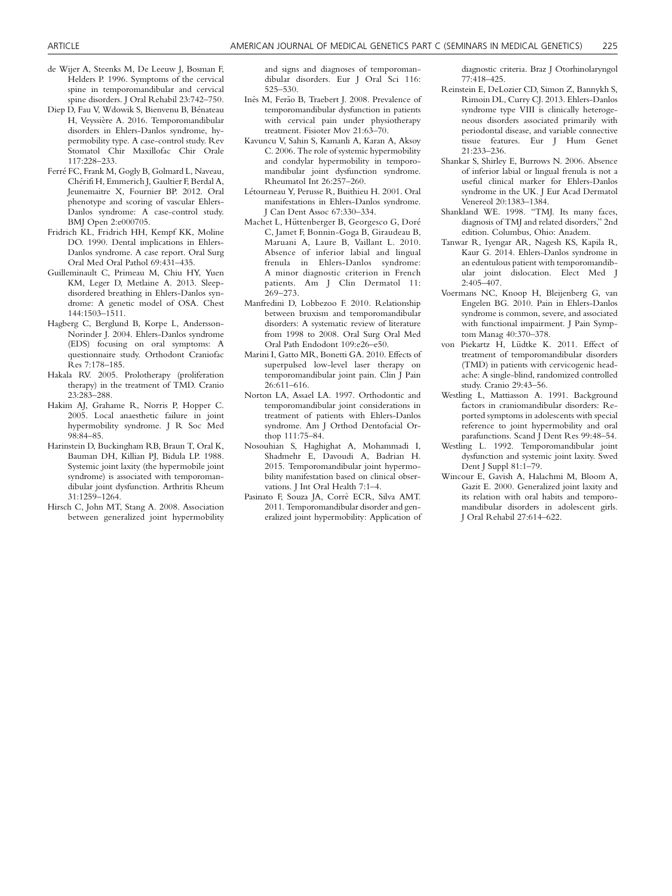de Wijer A, Steenks M, De Leeuw J, Bosman F, Helders P. 1996. Symptoms of the cervical spine in temporomandibular and cervical spine disorders. J Oral Rehabil 23:742–750.

Diep D, Fau V, Wdowik S, Bienvenu B, Bénateau H, Veyssière A. 2016. Temporomandibular disorders in Ehlers-Danlos syndrome, hypermobility type. A case-control study. Rev Stomatol Chir Maxillofac Chir Orale 117:228–233.

Ferré FC, Frank M, Gogly B, Golmard L, Naveau, Chérifi H, Emmerich J, Gaultier F, Berdal A, Jeunemaitre X, Fournier BP. 2012. Oral phenotype and scoring of vascular Ehlers-Danlos syndrome: A case-control study. BMJ Open 2:e000705.

Fridrich KL, Fridrich HH, Kempf KK, Moline DO. 1990. Dental implications in Ehlers-Danlos syndrome. A case report. Oral Surg Oral Med Oral Pathol 69:431–435.

Guilleminault C, Primeau M, Chiu HY, Yuen KM, Leger D, Metlaine A. 2013. Sleep-disordered breathing in Ehlers-Danlos syndrome: A genetic model of OSA. Chest 144:1503–1511.

Hagberg C, Berglund B, Korpe L, Andersson-Norinder J. 2004. Ehlers-Danlos syndrome (EDS) focusing on oral symptoms: A questionnaire study. Orthodont Craniofac Res 7:178–185.

Hakala RV. 2005. Prolotherapy (proliferation therapy) in the treatment of TMD. Cranio 23:283–288.

Hakim AJ, Grahame R, Norris P, Hopper C. 2005. Local anaesthetic failure in joint hypermobility syndrome. J R Soc Med 98:84–85.

Harinstein D, Buckingham RB, Braun T, Oral K, Bauman DH, Killian PJ, Bidula LP. 1988. Systemic joint laxity (the hypermobile joint syndrome) is associated with temporomandibular joint dysfunction. Arthritis Rheum 31:1259–1264.

Hirsch C, John MT, Stang A. 2008. Association between generalized joint hypermobility and signs and diagnoses of temporomandibular disorders. Eur J Oral Sci 116: 525–530.

Inês M, Ferão B, Traebert J. 2008. Prevalence of temporomandibular dysfunction in patients with cervical pain under physiotherapy treatment. Fisioter Mov 21:63–70.

Kavuncu V, Sahin S, Kamanli A, Karan A, Aksoy C. 2006. The role of systemic hypermobility and condylar hypermobility in temporomandibular joint dysfunction syndrome. Rheumatol Int 26:257–260.

Létourneau Y, Perusse R, Buithieu H. 2001. Oral manifestations in Ehlers-Danlos syndrome. J Can Dent Assoc 67:330–334.

Machet L, Hüttenberger B, Georgesco G, Doré C, Jamet F, Bonnin-Goga B, Giraudeau B, Maruani A, Laure B, Vaillant L. 2010. Absence of inferior labial and lingual frenula in Ehlers-Danlos syndrome: A minor diagnostic criterion in French patients. Am J Clin Dermatol 11: 269–273.

Manfredini D, Lobbezoo F. 2010. Relationship between bruxism and temporomandibular disorders: A systematic review of literature from 1998 to 2008. Oral Surg Oral Med Oral Path Endodont 109:e26–e50.

Marini I, Gatto MR, Bonetti GA. 2010. Effects of superpulsed low-level laser therapy on temporomandibular joint pain. Clin J Pain 26:611–616.

Norton LA, Assael LA. 1997. Orthodontic and temporomandibular joint considerations in treatment of patients with Ehlers-Danlos syndrome. Am J Orthod Dentofacial Orthop 111:75–84.

Nosouhian S, Haghighat A, Mohammadi I, Shadmehr E, Davoudi A, Badrian H. 2015. Temporomandibular joint hypermobility manifestation based on clinical observations. J Int Oral Health 7:1–4.

Pasinato F, Souza JA, Corrê ECR, Silva AMT. 2011. Temporomandibular disorder and generalized joint hypermobility: Application of diagnostic criteria. Braz J Otorhinolaryngol 77:418–425.

Reinstein E, DeLozier CD, Simon Z, Bannykh S, Rimoin DL, Curry CJ. 2013. Ehlers-Danlos syndrome type VIII is clinically heterogeneous disorders associated primarily with periodontal disease, and variable connective tissue features. Eur J Hum Genet 21:233–236.

Shankar S, Shirley E, Burrows N. 2006. Absence of inferior labial or lingual frenula is not a useful clinical marker for Ehlers-Danlos syndrome in the UK. J Eur Acad Dermatol Venereol 20:1383–1384.

Shankland WE. 1998. "TMJ. Its many faces, diagnosis of TMJ and related disorders," 2nd edition. Columbus, Ohio: Anadem.

Tanwar R, Iyengar AR, Nagesh KS, Kapila R, Kaur G. 2014. Ehlers-Danlos syndrome in an edentulous patient with temporomandibular joint dislocation. Elect Med J 2:405–407.

Voermans NC, Knoop H, Bleijenberg G, van Engelen BG. 2010. Pain in Ehlers-Danlos syndrome is common, severe, and associated with functional impairment. J Pain Symptom Manag 40:370–378.

von Piekartz H, Lüdtke K. 2011. Effect of treatment of temporomandibular disorders (TMD) in patients with cervicogenic headache: A single-blind, randomized controlled study. Cranio 29:43–56.

Westling L, Mattiasson A. 1991. Background factors in craniomandibular disorders: Reported symptoms in adolescents with special reference to joint hypermobility and oral parafunctions. Scand J Dent Res 99:48–54.

Westling L. 1992. Temporomandibular joint dysfunction and systemic joint laxity. Swed Dent J Suppl 81:1–79.

Wincour E, Gavish A, Halachmi M, Bloom A, Gazit E. 2000. Generalized joint laxity and its relation with oral habits and temporomandibular disorders in adolescent girls. J Oral Rehabil 27:614–622.